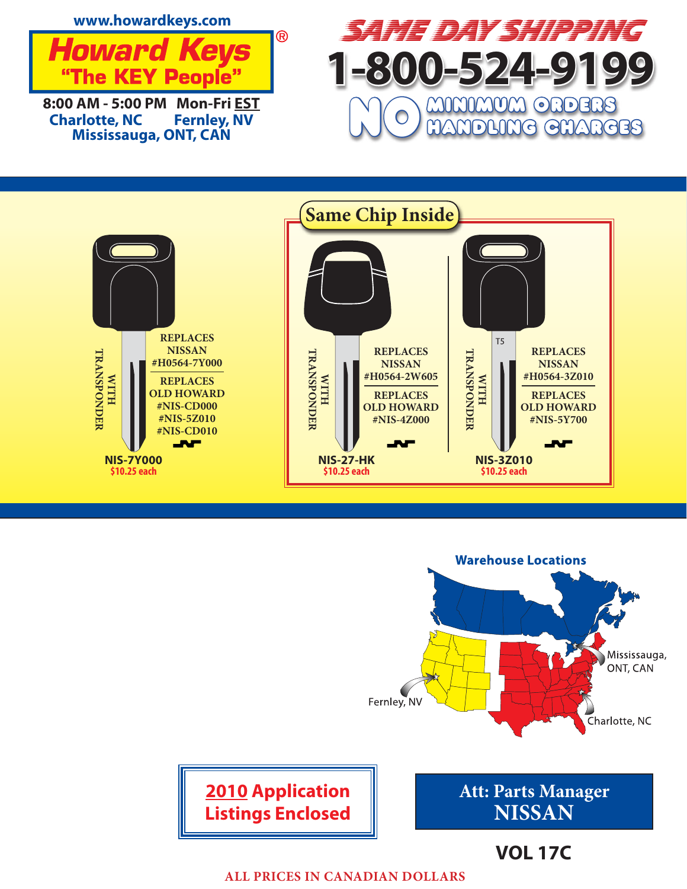www.howardkeys.com

# Howard Keys®

**"The KEY People"**

**8:00 AM - 5:00 PM Mon-Fri EST**

Charlotte, NC Fernley, NV
Mississauga, ONT, CAN

## SAME DAY SHIPPING

# 1-800-524-9199

**NO MINIMUM ORDERS**
**NO HANDLING CHARGES**

---

WITH TRANSPONDER

REPLACES NISSAN #H0564-7Y000

REPLACES OLD HOWARD #NIS-CD000 #NIS-5Z010 #NIS-CD010

**NIS-7Y000**
$10.25 each

### Same Chip Inside

WITH TRANSPONDER

REPLACES NISSAN #H0564-2W605

REPLACES OLD HOWARD #NIS-4Z000

**NIS-27-HK**
$10.25 each

T5

WITH TRANSPONDER

REPLACES NISSAN #H0564-3Z010

REPLACES OLD HOWARD #NIS-5Y700

**NIS-3Z010**
$10.25 each

---

**Warehouse Locations**

Mississauga, ONT, CAN

Fernley, NV

Charlotte, NC

**2010 Application Listings Enclosed**

**Att: Parts Manager**
**NISSAN**

**VOL 17C**

ALL PRICES IN CANADIAN DOLLARS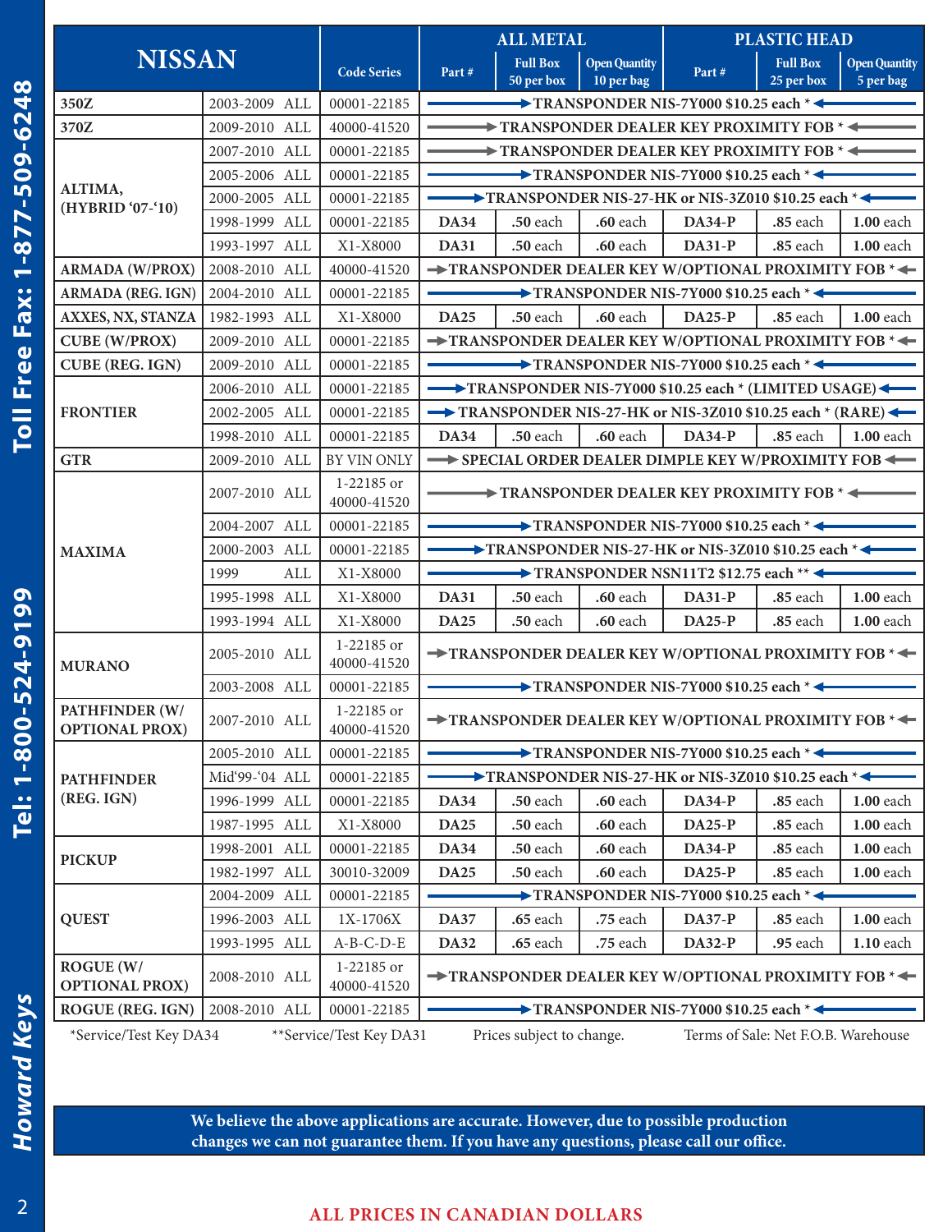| NISSAN | | Code Series | ALL METAL | | | PLASTIC HEAD | | |
|---|---|---|---|---|---|---|---|---|
| | | | Part # | Full Box 50 per box | Open Quantity 10 per bag | Part # | Full Box 25 per box | Open Quantity 5 per bag |
| 350Z | 2003-2009 ALL | 00001-22185 | TRANSPONDER NIS-7Y000 $10.25 each * | | | | | |
| 370Z | 2009-2010 ALL | 40000-41520 | TRANSPONDER DEALER KEY PROXIMITY FOB * | | | | | |
| ALTIMA, (HYBRID '07-'10) | 2007-2010 ALL | 00001-22185 | TRANSPONDER DEALER KEY PROXIMITY FOB * | | | | | |
| | 2005-2006 ALL | 00001-22185 | TRANSPONDER NIS-7Y000 $10.25 each * | | | | | |
| | 2000-2005 ALL | 00001-22185 | TRANSPONDER NIS-27-HK or NIS-3Z010 $10.25 each * | | | | | |
| | 1998-1999 ALL | 00001-22185 | DA34 | .50 each | .60 each | DA34-P | .85 each | 1.00 each |
| | 1993-1997 ALL | X1-X8000 | DA31 | .50 each | .60 each | DA31-P | .85 each | 1.00 each |
| ARMADA (W/PROX) | 2008-2010 ALL | 40000-41520 | TRANSPONDER DEALER KEY W/OPTIONAL PROXIMITY FOB * | | | | | |
| ARMADA (REG. IGN) | 2004-2010 ALL | 00001-22185 | TRANSPONDER NIS-7Y000 $10.25 each * | | | | | |
| AXXES, NX, STANZA | 1982-1993 ALL | X1-X8000 | DA25 | .50 each | .60 each | DA25-P | .85 each | 1.00 each |
| CUBE (W/PROX) | 2009-2010 ALL | 00001-22185 | TRANSPONDER DEALER KEY W/OPTIONAL PROXIMITY FOB * | | | | | |
| CUBE (REG. IGN) | 2009-2010 ALL | 00001-22185 | TRANSPONDER NIS-7Y000 $10.25 each * | | | | | |
| FRONTIER | 2006-2010 ALL | 00001-22185 | TRANSPONDER NIS-7Y000 $10.25 each * (LIMITED USAGE) | | | | | |
| | 2002-2005 ALL | 00001-22185 | TRANSPONDER NIS-27-HK or NIS-3Z010 $10.25 each * (RARE) | | | | | |
| | 1998-2010 ALL | 00001-22185 | DA34 | .50 each | .60 each | DA34-P | .85 each | 1.00 each |
| GTR | 2009-2010 ALL | BY VIN ONLY | SPECIAL ORDER DEALER DIMPLE KEY W/PROXIMITY FOB | | | | | |
| MAXIMA | 2007-2010 ALL | 1-22185 or 40000-41520 | TRANSPONDER DEALER KEY PROXIMITY FOB * | | | | | |
| | 2004-2007 ALL | 00001-22185 | TRANSPONDER NIS-7Y000 $10.25 each * | | | | | |
| | 2000-2003 ALL | 00001-22185 | TRANSPONDER NIS-27-HK or NIS-3Z010 $10.25 each * | | | | | |
| | 1999 ALL | X1-X8000 | TRANSPONDER NSN11T2 $12.75 each ** | | | | | |
| | 1995-1998 ALL | X1-X8000 | DA31 | .50 each | .60 each | DA31-P | .85 each | 1.00 each |
| | 1993-1994 ALL | X1-X8000 | DA25 | .50 each | .60 each | DA25-P | .85 each | 1.00 each |
| MURANO | 2005-2010 ALL | 1-22185 or 40000-41520 | TRANSPONDER DEALER KEY W/OPTIONAL PROXIMITY FOB * | | | | | |
| | 2003-2008 ALL | 00001-22185 | TRANSPONDER NIS-7Y000 $10.25 each * | | | | | |
| PATHFINDER (W/ OPTIONAL PROX) | 2007-2010 ALL | 1-22185 or 40000-41520 | TRANSPONDER DEALER KEY W/OPTIONAL PROXIMITY FOB * | | | | | |
| PATHFINDER (REG. IGN) | 2005-2010 ALL | 00001-22185 | TRANSPONDER NIS-7Y000 $10.25 each * | | | | | |
| | Mid'99-'04 ALL | 00001-22185 | TRANSPONDER NIS-27-HK or NIS-3Z010 $10.25 each * | | | | | |
| | 1996-1999 ALL | 00001-22185 | DA34 | .50 each | .60 each | DA34-P | .85 each | 1.00 each |
| | 1987-1995 ALL | X1-X8000 | DA25 | .50 each | .60 each | DA25-P | .85 each | 1.00 each |
| PICKUP | 1998-2001 ALL | 00001-22185 | DA34 | .50 each | .60 each | DA34-P | .85 each | 1.00 each |
| | 1982-1997 ALL | 30010-32009 | DA25 | .50 each | .60 each | DA25-P | .85 each | 1.00 each |
| QUEST | 2004-2009 ALL | 00001-22185 | TRANSPONDER NIS-7Y000 $10.25 each * | | | | | |
| | 1996-2003 ALL | 1X-1706X | DA37 | .65 each | .75 each | DA37-P | .85 each | 1.00 each |
| | 1993-1995 ALL | A-B-C-D-E | DA32 | .65 each | .75 each | DA32-P | .95 each | 1.10 each |
| ROGUE (W/ OPTIONAL PROX) | 2008-2010 ALL | 1-22185 or 40000-41520 | TRANSPONDER DEALER KEY W/OPTIONAL PROXIMITY FOB * | | | | | |
| ROGUE (REG. IGN) | 2008-2010 ALL | 00001-22185 | TRANSPONDER NIS-7Y000 $10.25 each * | | | | | |

*Service/Test Key DA34 **Service/Test Key DA31 Prices subject to change. Terms of Sale: Net F.O.B. Warehouse

**We believe the above applications are accurate. However, due to possible production changes we can not guarantee them. If you have any questions, please call our office.**

**ALL PRICES IN CANADIAN DOLLARS**

**Howard Keys** **Tel: 1-800-524-9199** **Toll Free Fax: 1-877-509-6248**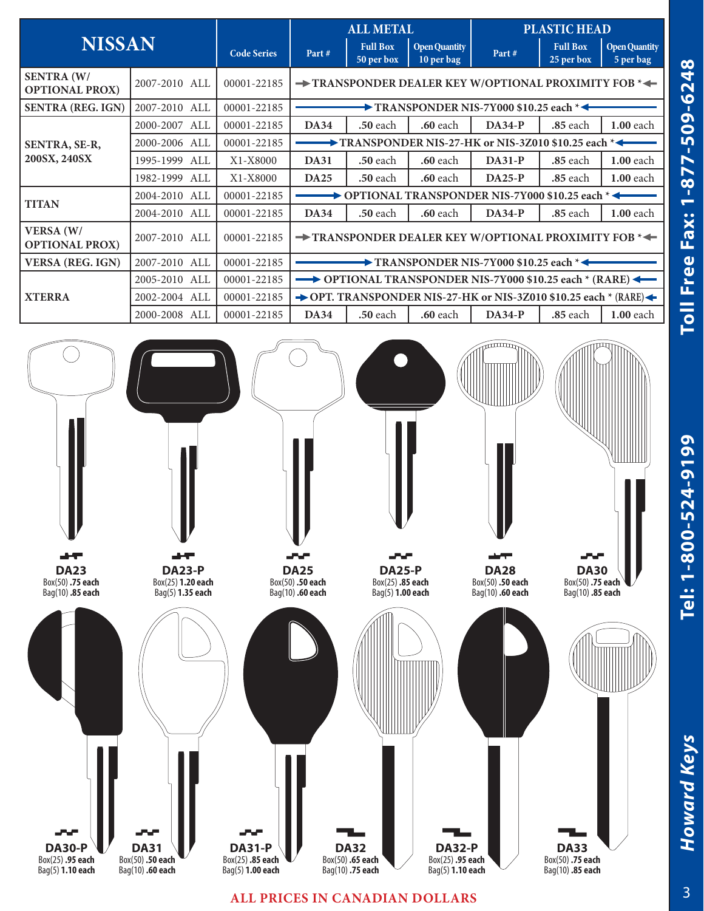| NISSAN | | Code Series | ALL METAL | | | PLASTIC HEAD | | |
|---|---|---|---|---|---|---|---|---|
| | | | Part # | Full Box 50 per box | Open Quantity 10 per bag | Part # | Full Box 25 per box | Open Quantity 5 per bag |
| SENTRA (W/ OPTIONAL PROX) | 2007-2010 ALL | 00001-22185 | TRANSPONDER DEALER KEY W/OPTIONAL PROXIMITY FOB * | | | | | |
| SENTRA (REG. IGN) | 2007-2010 ALL | 00001-22185 | TRANSPONDER NIS-7Y000 $10.25 each * | | | | | |
| SENTRA, SE-R, 200SX, 240SX | 2000-2007 ALL | 00001-22185 | DA34 | .50 each | .60 each | DA34-P | .85 each | 1.00 each |
| | 2000-2006 ALL | 00001-22185 | TRANSPONDER NIS-27-HK or NIS-3Z010 $10.25 each * | | | | | |
| | 1995-1999 ALL | X1-X8000 | DA31 | .50 each | .60 each | DA31-P | .85 each | 1.00 each |
| | 1982-1999 ALL | X1-X8000 | DA25 | .50 each | .60 each | DA25-P | .85 each | 1.00 each |
| TITAN | 2004-2010 ALL | 00001-22185 | OPTIONAL TRANSPONDER NIS-7Y000 $10.25 each * | | | | | |
| | 2004-2010 ALL | 00001-22185 | DA34 | .50 each | .60 each | DA34-P | .85 each | 1.00 each |
| VERSA (W/ OPTIONAL PROX) | 2007-2010 ALL | 00001-22185 | TRANSPONDER DEALER KEY W/OPTIONAL PROXIMITY FOB * | | | | | |
| VERSA (REG. IGN) | 2007-2010 ALL | 00001-22185 | TRANSPONDER NIS-7Y000 $10.25 each * | | | | | |
| XTERRA | 2005-2010 ALL | 00001-22185 | OPTIONAL TRANSPONDER NIS-7Y000 $10.25 each * (RARE) | | | | | |
| | 2002-2004 ALL | 00001-22185 | OPT. TRANSPONDER NIS-27-HK or NIS-3Z010 $10.25 each * (RARE) | | | | | |
| | 2000-2008 ALL | 00001-22185 | DA34 | .50 each | .60 each | DA34-P | .85 each | 1.00 each |

**DA23**
Box(50) **.75 each**
Bag(10) **.85 each**

**DA23-P**
Box(25) **1.20 each**
Bag(5) **1.35 each**

**DA25**
Box(50) **.50 each**
Bag(10) **.60 each**

**DA25-P**
Box(25) **.85 each**
Bag(5) **1.00 each**

**DA28**
Box(50) **.50 each**
Bag(10) **.60 each**

**DA30**
Box(50) **.75 each**
Bag(10) **.85 each**

**DA30-P**
Box(25) **.95 each**
Bag(5) **1.10 each**

**DA31**
Box(50) **.50 each**
Bag(10) **.60 each**

**DA31-P**
Box(25) **.85 each**
Bag(5) **1.00 each**

**DA32**
Box(50) **.65 each**
Bag(10) **.75 each**

**DA32-P**
Box(25) **.95 each**
Bag(5) **1.10 each**

**DA33**
Box(50) **.75 each**
Bag(10) **.85 each**

**ALL PRICES IN CANADIAN DOLLARS**

Tel: 1-800-524-9199 Toll Free Fax: 1-877-509-6248

*Howard Keys*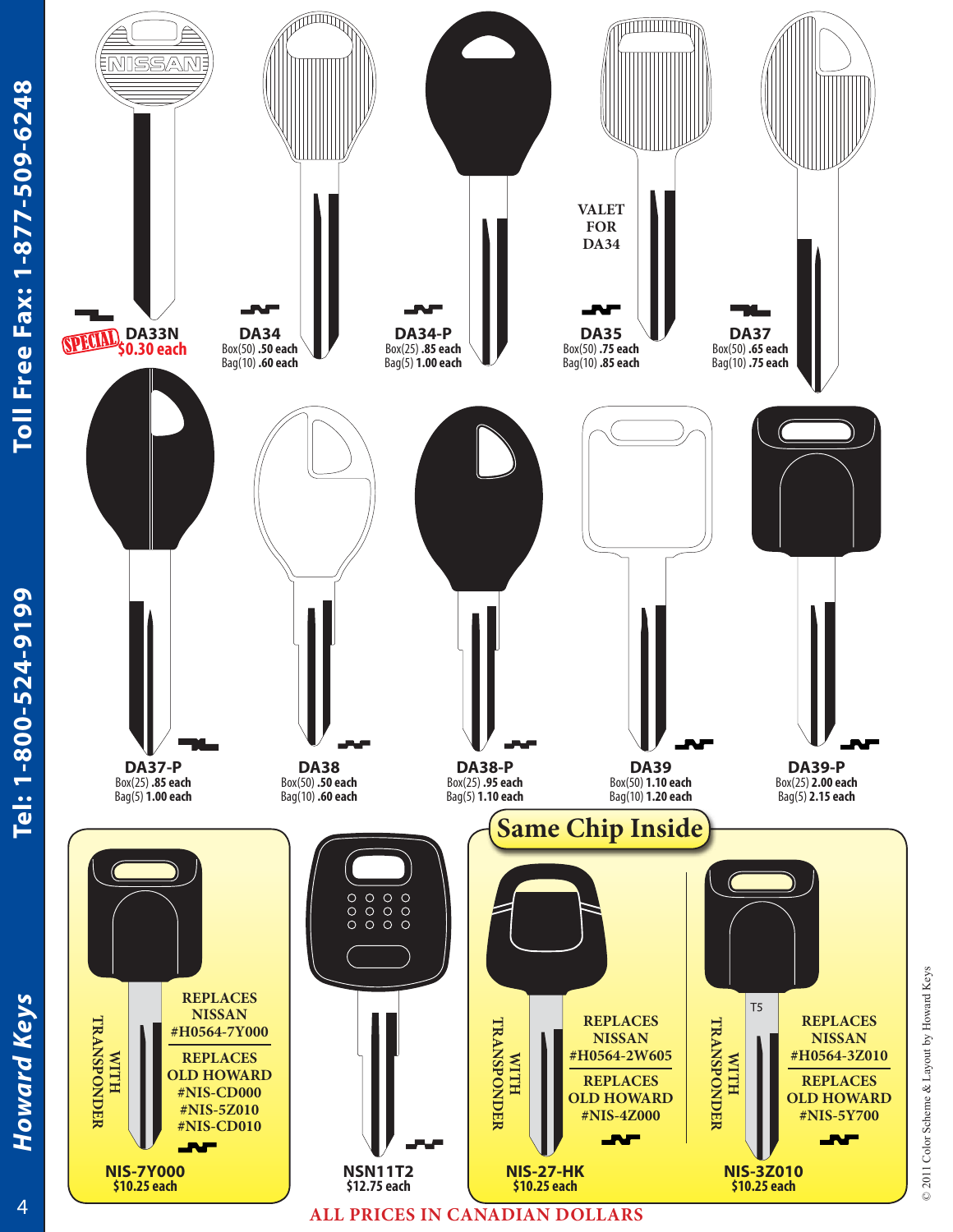DA33N
SPECIAL $0.30 each

DA34
Box(50) .50 each
Bag(10) .60 each

DA34-P
Box(25) .85 each
Bag(5) 1.00 each

VALET FOR DA34

DA35
Box(50) .75 each
Bag(10) .85 each

DA37
Box(50) .65 each
Bag(10) .75 each

DA37-P
Box(25) .85 each
Bag(5) 1.00 each

DA38
Box(50) .50 each
Bag(10) .60 each

DA38-P
Box(25) .95 each
Bag(5) 1.10 each

DA39
Box(50) 1.10 each
Bag(10) 1.20 each

DA39-P
Box(25) 2.00 each
Bag(5) 2.15 each

WITH TRANSPONDER

REPLACES NISSAN #H0564-7Y000

REPLACES OLD HOWARD #NIS-CD000 #NIS-5Z010 #NIS-CD010

NIS-7Y000
$10.25 each

NSN11T2
$12.75 each

## Same Chip Inside

WITH TRANSPONDER

REPLACES NISSAN #H0564-2W605

REPLACES OLD HOWARD #NIS-4Z000

NIS-27-HK
$10.25 each

WITH TRANSPONDER

T5

REPLACES NISSAN #H0564-3Z010

REPLACES OLD HOWARD #NIS-5Y700

NIS-3Z010
$10.25 each

ALL PRICES IN CANADIAN DOLLARS

© 2011 Color Scheme & Layout by Howard Keys